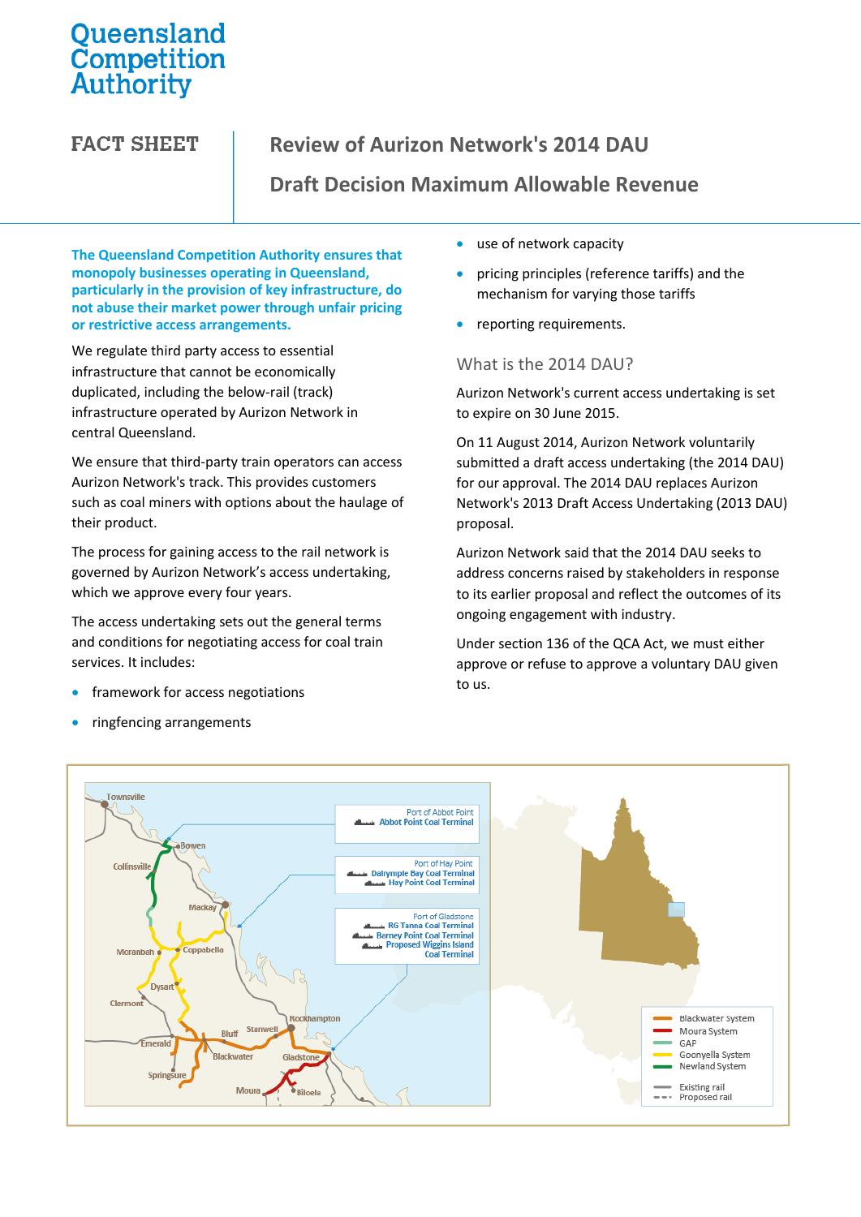Queensland Competition Authority

# FACT SHEET

## Review of Aurizon Network's 2014 DAU

## Draft Decision Maximum Allowable Revenue

**The Queensland Competition Authority ensures that monopoly businesses operating in Queensland, particularly in the provision of key infrastructure, do not abuse their market power through unfair pricing or restrictive access arrangements.**

We regulate third party access to essential infrastructure that cannot be economically duplicated, including the below-rail (track) infrastructure operated by Aurizon Network in central Queensland.

We ensure that third-party train operators can access Aurizon Network's track. This provides customers such as coal miners with options about the haulage of their product.

The process for gaining access to the rail network is governed by Aurizon Network's access undertaking, which we approve every four years.

The access undertaking sets out the general terms and conditions for negotiating access for coal train services. It includes:

- framework for access negotiations
- ringfencing arrangements
- use of network capacity
- pricing principles (reference tariffs) and the mechanism for varying those tariffs
- reporting requirements.

### What is the 2014 DAU?

Aurizon Network's current access undertaking is set to expire on 30 June 2015.

On 11 August 2014, Aurizon Network voluntarily submitted a draft access undertaking (the 2014 DAU) for our approval. The 2014 DAU replaces Aurizon Network's 2013 Draft Access Undertaking (2013 DAU) proposal.

Aurizon Network said that the 2014 DAU seeks to address concerns raised by stakeholders in response to its earlier proposal and reflect the outcomes of its ongoing engagement with industry.

Under section 136 of the QCA Act, we must either approve or refuse to approve a voluntary DAU given to us.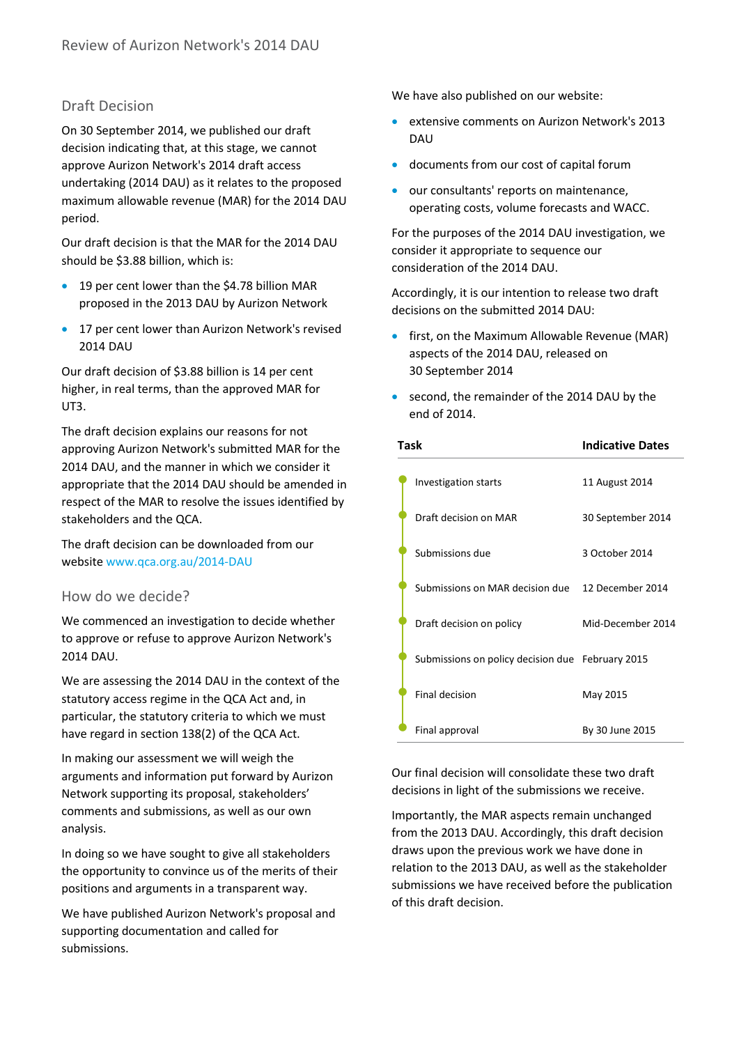## Draft Decision

On 30 September 2014, we published our draft decision indicating that, at this stage, we cannot approve Aurizon Network's 2014 draft access undertaking (2014 DAU) as it relates to the proposed maximum allowable revenue (MAR) for the 2014 DAU period.

Our draft decision is that the MAR for the 2014 DAU should be $3.88 billion, which is:

- 19 per cent lower than the $4.78 billion MAR proposed in the 2013 DAU by Aurizon Network
- 17 per cent lower than Aurizon Network's revised 2014 DAU

Our draft decision of $3.88 billion is 14 per cent higher, in real terms, than the approved MAR for UT3.

The draft decision explains our reasons for not approving Aurizon Network's submitted MAR for the 2014 DAU, and the manner in which we consider it appropriate that the 2014 DAU should be amended in respect of the MAR to resolve the issues identified by stakeholders and the QCA.

The draft decision can be downloaded from our website www.qca.org.au/2014-DAU

## How do we decide?

We commenced an investigation to decide whether to approve or refuse to approve Aurizon Network's 2014 DAU.

We are assessing the 2014 DAU in the context of the statutory access regime in the QCA Act and, in particular, the statutory criteria to which we must have regard in section 138(2) of the QCA Act.

In making our assessment we will weigh the arguments and information put forward by Aurizon Network supporting its proposal, stakeholders' comments and submissions, as well as our own analysis.

In doing so we have sought to give all stakeholders the opportunity to convince us of the merits of their positions and arguments in a transparent way.

We have published Aurizon Network's proposal and supporting documentation and called for submissions.

We have also published on our website:

- extensive comments on Aurizon Network's 2013 DAU
- documents from our cost of capital forum
- our consultants' reports on maintenance, operating costs, volume forecasts and WACC.

For the purposes of the 2014 DAU investigation, we consider it appropriate to sequence our consideration of the 2014 DAU.

Accordingly, it is our intention to release two draft decisions on the submitted 2014 DAU:

- first, on the Maximum Allowable Revenue (MAR) aspects of the 2014 DAU, released on 30 September 2014
- second, the remainder of the 2014 DAU by the end of 2014.

| Task | Indicative Dates |
|---|---|
| Investigation starts | 11 August 2014 |
| Draft decision on MAR | 30 September 2014 |
| Submissions due | 3 October 2014 |
| Submissions on MAR decision due | 12 December 2014 |
| Draft decision on policy | Mid-December 2014 |
| Submissions on policy decision due | February 2015 |
| Final decision | May 2015 |
| Final approval | By 30 June 2015 |

Our final decision will consolidate these two draft decisions in light of the submissions we receive.

Importantly, the MAR aspects remain unchanged from the 2013 DAU. Accordingly, this draft decision draws upon the previous work we have done in relation to the 2013 DAU, as well as the stakeholder submissions we have received before the publication of this draft decision.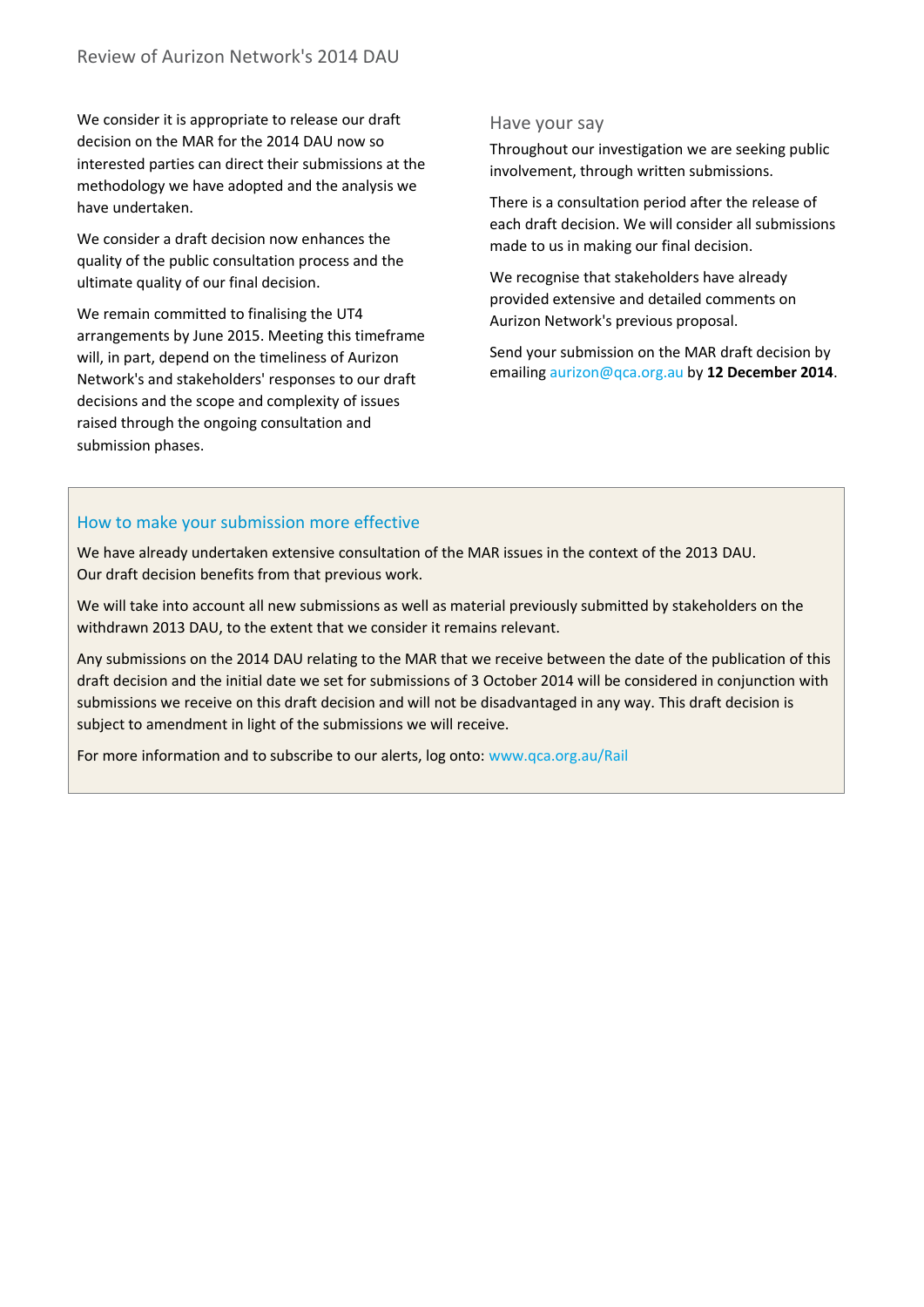We consider it is appropriate to release our draft decision on the MAR for the 2014 DAU now so interested parties can direct their submissions at the methodology we have adopted and the analysis we have undertaken.

We consider a draft decision now enhances the quality of the public consultation process and the ultimate quality of our final decision.

We remain committed to finalising the UT4 arrangements by June 2015. Meeting this timeframe will, in part, depend on the timeliness of Aurizon Network's and stakeholders' responses to our draft decisions and the scope and complexity of issues raised through the ongoing consultation and submission phases.

## Have your say

Throughout our investigation we are seeking public involvement, through written submissions.

There is a consultation period after the release of each draft decision. We will consider all submissions made to us in making our final decision.

We recognise that stakeholders have already provided extensive and detailed comments on Aurizon Network's previous proposal.

Send your submission on the MAR draft decision by emailing aurizon@qca.org.au by **12 December 2014**.

## How to make your submission more effective

We have already undertaken extensive consultation of the MAR issues in the context of the 2013 DAU. Our draft decision benefits from that previous work.

We will take into account all new submissions as well as material previously submitted by stakeholders on the withdrawn 2013 DAU, to the extent that we consider it remains relevant.

Any submissions on the 2014 DAU relating to the MAR that we receive between the date of the publication of this draft decision and the initial date we set for submissions of 3 October 2014 will be considered in conjunction with submissions we receive on this draft decision and will not be disadvantaged in any way. This draft decision is subject to amendment in light of the submissions we will receive.

For more information and to subscribe to our alerts, log onto: www.qca.org.au/Rail